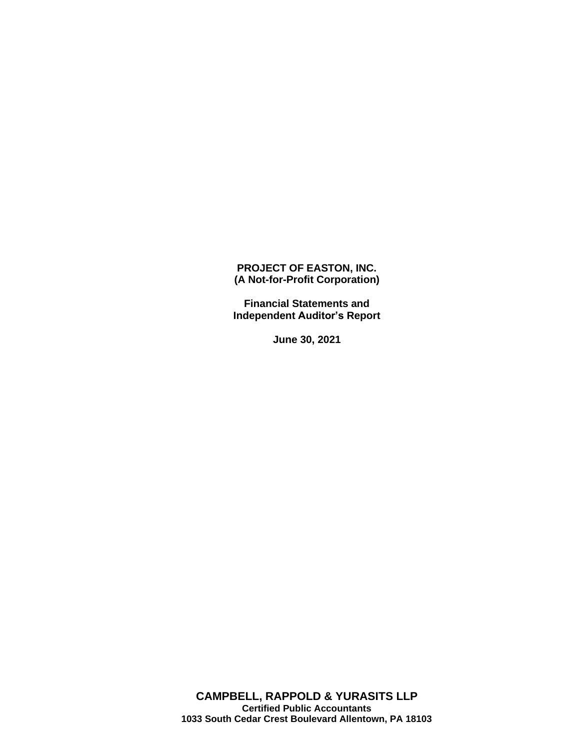**PROJECT OF EASTON, INC.**
**(A Not-for-Profit Corporation)**

**Financial Statements and**
**Independent Auditor's Report**

**June 30, 2021**

**CAMPBELL, RAPPOLD & YURASITS LLP**
**Certified Public Accountants**
**1033 South Cedar Crest Boulevard Allentown, PA 18103**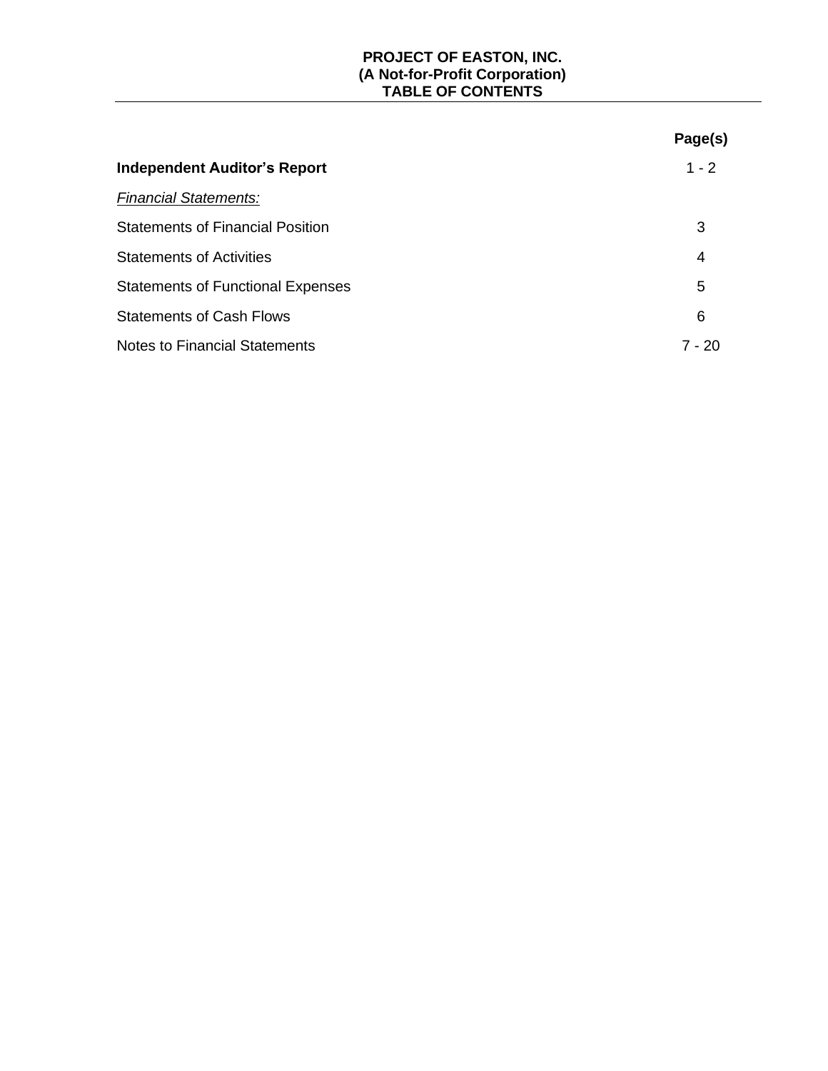**PROJECT OF EASTON, INC.**
**(A Not-for-Profit Corporation)**
**TABLE OF CONTENTS**

| | Page(s) |
|---|---|
| **Independent Auditor's Report** | 1 - 2 |
| *Financial Statements:* | |
| Statements of Financial Position | 3 |
| Statements of Activities | 4 |
| Statements of Functional Expenses | 5 |
| Statements of Cash Flows | 6 |
| Notes to Financial Statements | 7 - 20 |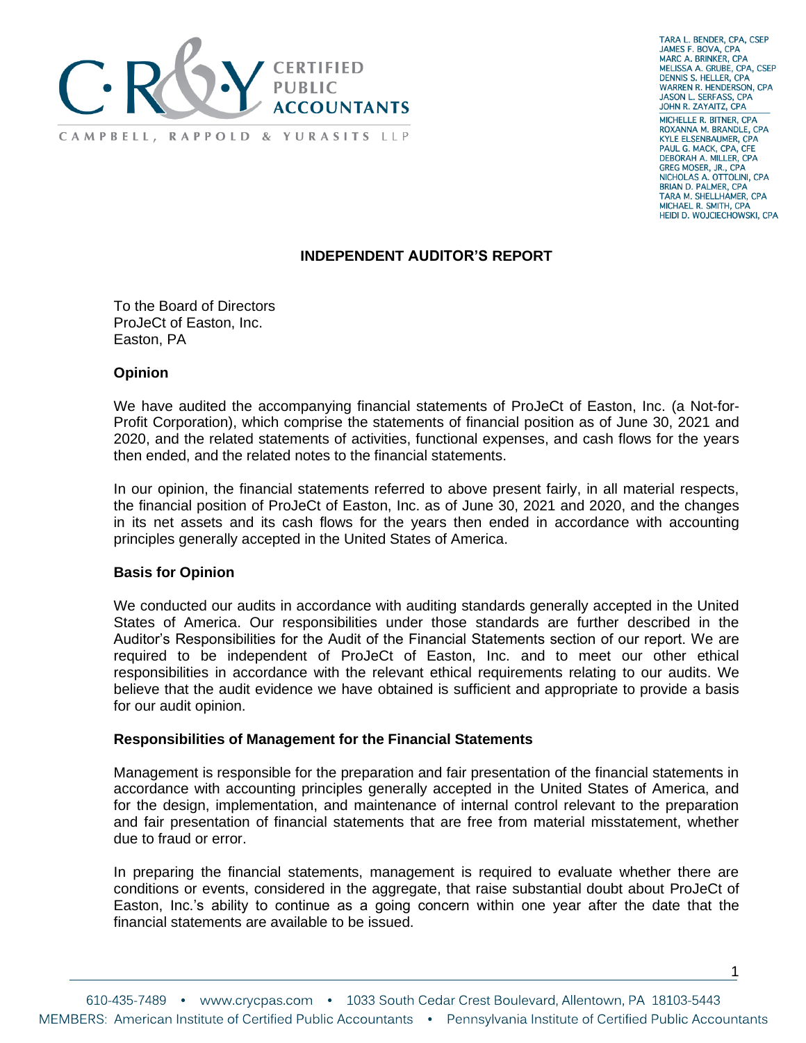C·R&Y CERTIFIED PUBLIC ACCOUNTANTS

CAMPBELL, RAPPOLD & YURASITS LLP

TARA L. BENDER, CPA, CSEP
JAMES F. BOVA, CPA
MARC A. BRINKER, CPA
MELISSA A. GRUBE, CPA, CSEP
DENNIS S. HELLER, CPA
WARREN R. HENDERSON, CPA
JASON L. SERFASS, CPA
JOHN R. ZAYAITZ, CPA

MICHELLE R. BITNER, CPA
ROXANNA M. BRANDLE, CPA
KYLE ELSENBAUMER, CPA
PAUL G. MACK, CPA, CFE
DEBORAH A. MILLER, CPA
GREG MOSER, JR., CPA
NICHOLAS A. OTTOLINI, CPA
BRIAN D. PALMER, CPA
TARA M. SHELLHAMER, CPA
MICHAEL R. SMITH, CPA
HEIDI D. WOJCIECHOWSKI, CPA

# INDEPENDENT AUDITOR'S REPORT

To the Board of Directors
ProJeCt of Easton, Inc.
Easton, PA

## Opinion

We have audited the accompanying financial statements of ProJeCt of Easton, Inc. (a Not-for-Profit Corporation), which comprise the statements of financial position as of June 30, 2021 and 2020, and the related statements of activities, functional expenses, and cash flows for the years then ended, and the related notes to the financial statements.

In our opinion, the financial statements referred to above present fairly, in all material respects, the financial position of ProJeCt of Easton, Inc. as of June 30, 2021 and 2020, and the changes in its net assets and its cash flows for the years then ended in accordance with accounting principles generally accepted in the United States of America.

## Basis for Opinion

We conducted our audits in accordance with auditing standards generally accepted in the United States of America. Our responsibilities under those standards are further described in the Auditor's Responsibilities for the Audit of the Financial Statements section of our report. We are required to be independent of ProJeCt of Easton, Inc. and to meet our other ethical responsibilities in accordance with the relevant ethical requirements relating to our audits. We believe that the audit evidence we have obtained is sufficient and appropriate to provide a basis for our audit opinion.

## Responsibilities of Management for the Financial Statements

Management is responsible for the preparation and fair presentation of the financial statements in accordance with accounting principles generally accepted in the United States of America, and for the design, implementation, and maintenance of internal control relevant to the preparation and fair presentation of financial statements that are free from material misstatement, whether due to fraud or error.

In preparing the financial statements, management is required to evaluate whether there are conditions or events, considered in the aggregate, that raise substantial doubt about ProJeCt of Easton, Inc.'s ability to continue as a going concern within one year after the date that the financial statements are available to be issued.

610-435-7489 • www.crycpas.com • 1033 South Cedar Crest Boulevard, Allentown, PA 18103-5443
MEMBERS: American Institute of Certified Public Accountants • Pennsylvania Institute of Certified Public Accountants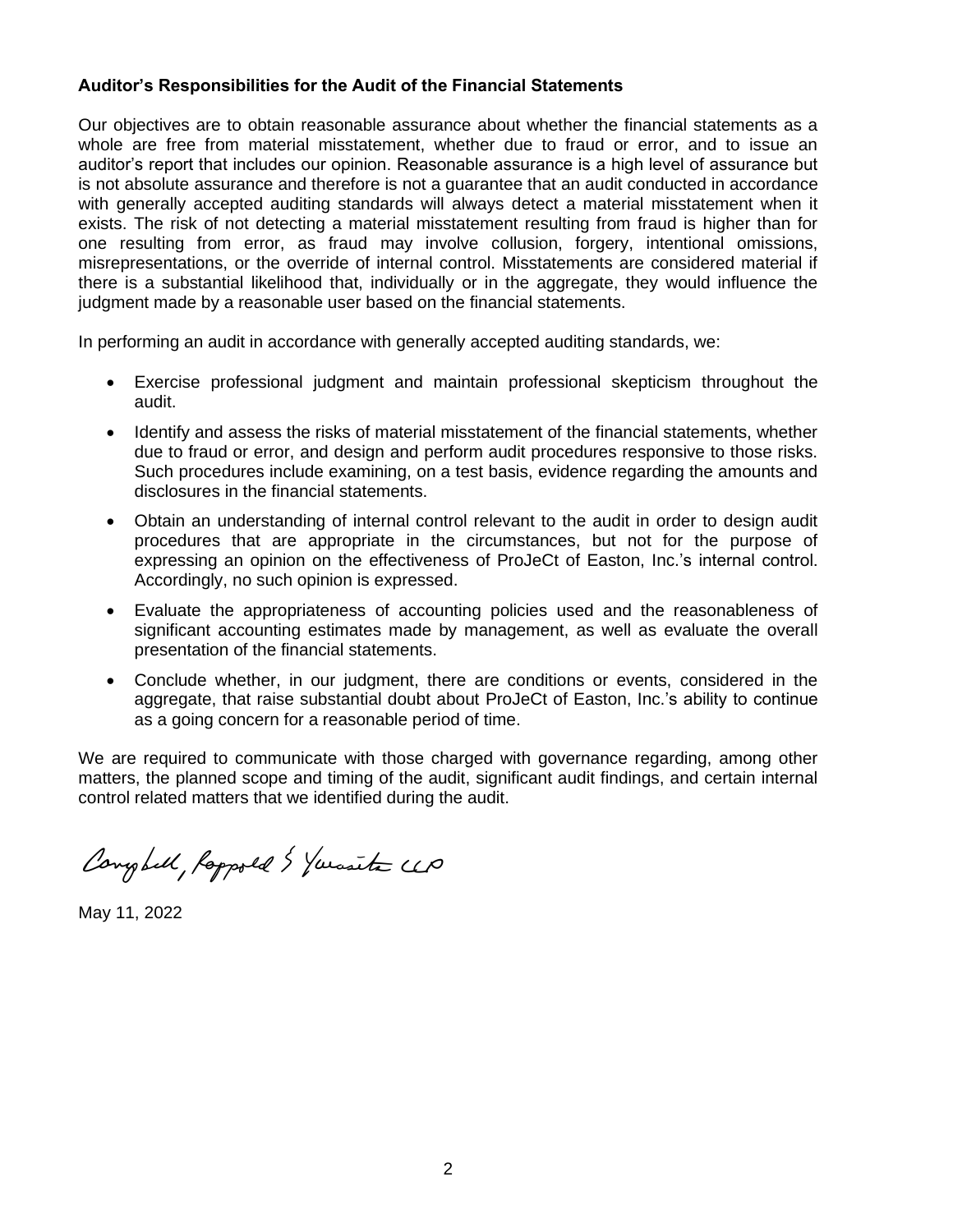### Auditor's Responsibilities for the Audit of the Financial Statements

Our objectives are to obtain reasonable assurance about whether the financial statements as a whole are free from material misstatement, whether due to fraud or error, and to issue an auditor's report that includes our opinion. Reasonable assurance is a high level of assurance but is not absolute assurance and therefore is not a guarantee that an audit conducted in accordance with generally accepted auditing standards will always detect a material misstatement when it exists. The risk of not detecting a material misstatement resulting from fraud is higher than for one resulting from error, as fraud may involve collusion, forgery, intentional omissions, misrepresentations, or the override of internal control. Misstatements are considered material if there is a substantial likelihood that, individually or in the aggregate, they would influence the judgment made by a reasonable user based on the financial statements.

In performing an audit in accordance with generally accepted auditing standards, we:

- Exercise professional judgment and maintain professional skepticism throughout the audit.
- Identify and assess the risks of material misstatement of the financial statements, whether due to fraud or error, and design and perform audit procedures responsive to those risks. Such procedures include examining, on a test basis, evidence regarding the amounts and disclosures in the financial statements.
- Obtain an understanding of internal control relevant to the audit in order to design audit procedures that are appropriate in the circumstances, but not for the purpose of expressing an opinion on the effectiveness of ProJeCt of Easton, Inc.'s internal control. Accordingly, no such opinion is expressed.
- Evaluate the appropriateness of accounting policies used and the reasonableness of significant accounting estimates made by management, as well as evaluate the overall presentation of the financial statements.
- Conclude whether, in our judgment, there are conditions or events, considered in the aggregate, that raise substantial doubt about ProJeCt of Easton, Inc.'s ability to continue as a going concern for a reasonable period of time.

We are required to communicate with those charged with governance regarding, among other matters, the planned scope and timing of the audit, significant audit findings, and certain internal control related matters that we identified during the audit.

Campbell, Rappold & Yurasits LLP

May 11, 2022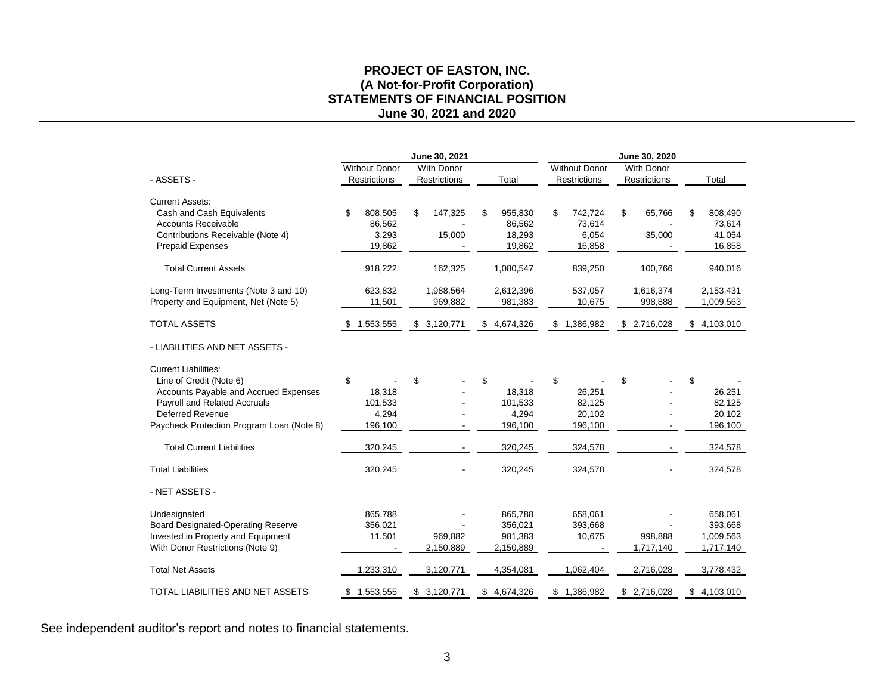# PROJECT OF EASTON, INC.
## (A Not-for-Profit Corporation)
## STATEMENTS OF FINANCIAL POSITION
## June 30, 2021 and 2020

| | June 30, 2021 | | | June 30, 2020 | | |
|---|---|---|---|---|---|---|
| - ASSETS - | Without Donor Restrictions | With Donor Restrictions | Total | Without Donor Restrictions | With Donor Restrictions | Total |
| Current Assets: | | | | | | |
| Cash and Cash Equivalents | $ 808,505 | $ 147,325 | $ 955,830 | $ 742,724 | $ 65,766 | $ 808,490 |
| Accounts Receivable | 86,562 | - | 86,562 | 73,614 | - | 73,614 |
| Contributions Receivable (Note 4) | 3,293 | 15,000 | 18,293 | 6,054 | 35,000 | 41,054 |
| Prepaid Expenses | 19,862 | - | 19,862 | 16,858 | - | 16,858 |
| Total Current Assets | 918,222 | 162,325 | 1,080,547 | 839,250 | 100,766 | 940,016 |
| Long-Term Investments (Note 3 and 10) | 623,832 | 1,988,564 | 2,612,396 | 537,057 | 1,616,374 | 2,153,431 |
| Property and Equipment, Net (Note 5) | 11,501 | 969,882 | 981,383 | 10,675 | 998,888 | 1,009,563 |
| TOTAL ASSETS | $ 1,553,555 | $ 3,120,771 | $ 4,674,326 | $ 1,386,982 | $ 2,716,028 | $ 4,103,010 |
| - LIABILITIES AND NET ASSETS - | | | | | | |
| Current Liabilities: | | | | | | |
| Line of Credit (Note 6) | $ - | $ - | $ - | $ - | $ - | $ - |
| Accounts Payable and Accrued Expenses | 18,318 | - | 18,318 | 26,251 | - | 26,251 |
| Payroll and Related Accruals | 101,533 | - | 101,533 | 82,125 | - | 82,125 |
| Deferred Revenue | 4,294 | - | 4,294 | 20,102 | - | 20,102 |
| Paycheck Protection Program Loan (Note 8) | 196,100 | - | 196,100 | 196,100 | - | 196,100 |
| Total Current Liabilities | 320,245 | - | 320,245 | 324,578 | - | 324,578 |
| Total Liabilities | 320,245 | - | 320,245 | 324,578 | - | 324,578 |
| - NET ASSETS - | | | | | | |
| Undesignated | 865,788 | - | 865,788 | 658,061 | - | 658,061 |
| Board Designated-Operating Reserve | 356,021 | - | 356,021 | 393,668 | - | 393,668 |
| Invested in Property and Equipment | 11,501 | 969,882 | 981,383 | 10,675 | 998,888 | 1,009,563 |
| With Donor Restrictions (Note 9) | - | 2,150,889 | 2,150,889 | - | 1,717,140 | 1,717,140 |
| Total Net Assets | 1,233,310 | 3,120,771 | 4,354,081 | 1,062,404 | 2,716,028 | 3,778,432 |
| TOTAL LIABILITIES AND NET ASSETS | $ 1,553,555 | $ 3,120,771 | $ 4,674,326 | $ 1,386,982 | $ 2,716,028 | $ 4,103,010 |

See independent auditor's report and notes to financial statements.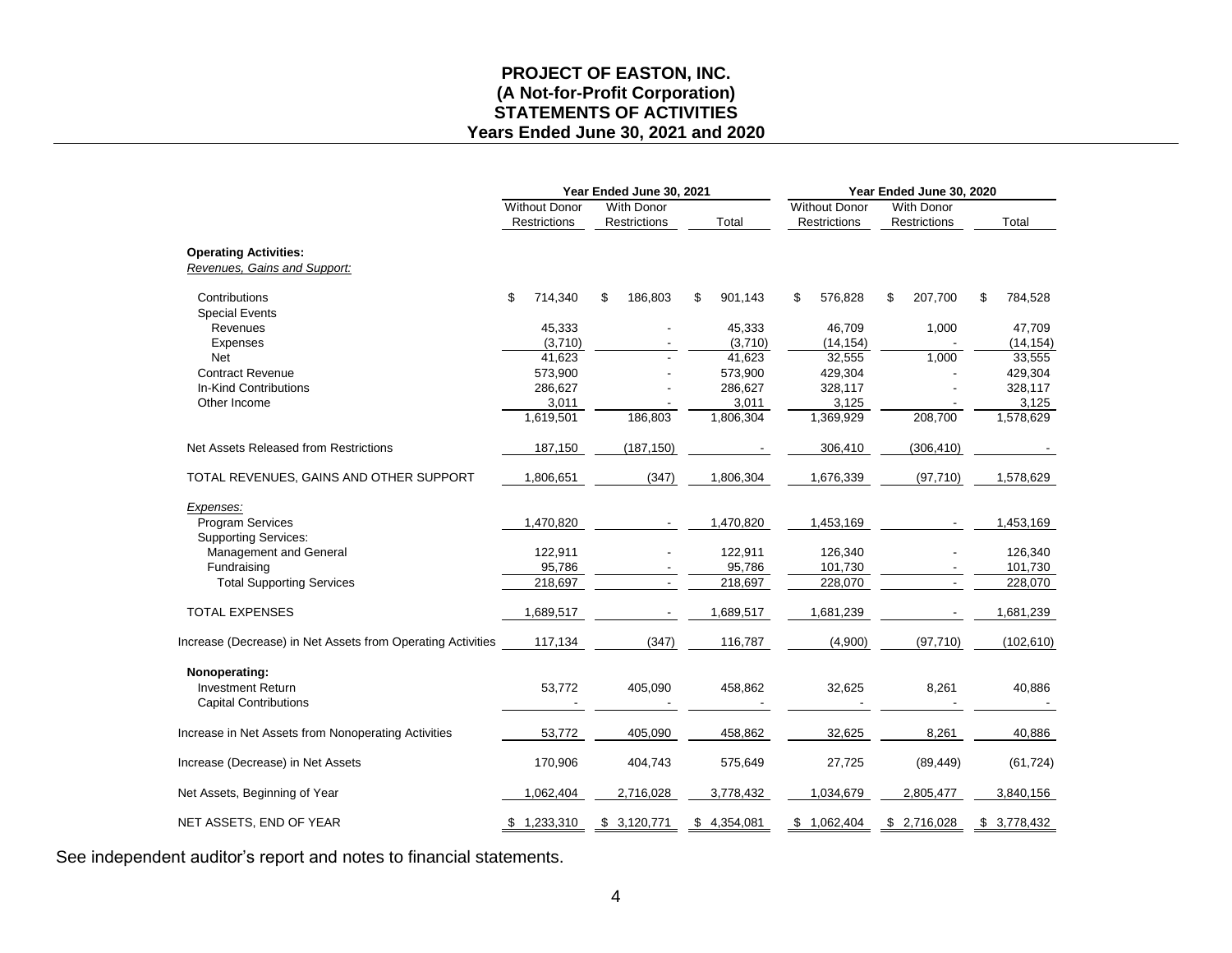# PROJECT OF EASTON, INC.
## (A Not-for-Profit Corporation)
## STATEMENTS OF ACTIVITIES
## Years Ended June 30, 2021 and 2020

| | Year Ended June 30, 2021 | | | Year Ended June 30, 2020 | | |
|---|---|---|---|---|---|---|
| | Without Donor Restrictions | With Donor Restrictions | Total | Without Donor Restrictions | With Donor Restrictions | Total |
| **Operating Activities:** | | | | | | |
| *Revenues, Gains and Support:* | | | | | | |
| Contributions | $ 714,340 | $ 186,803 | $ 901,143 | $ 576,828 | $ 207,700 | $ 784,528 |
| Special Events | | | | | | |
| Revenues | 45,333 | - | 45,333 | 46,709 | 1,000 | 47,709 |
| Expenses | (3,710) | - | (3,710) | (14,154) | - | (14,154) |
| Net | 41,623 | - | 41,623 | 32,555 | 1,000 | 33,555 |
| Contract Revenue | 573,900 | - | 573,900 | 429,304 | - | 429,304 |
| In-Kind Contributions | 286,627 | - | 286,627 | 328,117 | - | 328,117 |
| Other Income | 3,011 | - | 3,011 | 3,125 | - | 3,125 |
| | 1,619,501 | 186,803 | 1,806,304 | 1,369,929 | 208,700 | 1,578,629 |
| Net Assets Released from Restrictions | 187,150 | (187,150) | - | 306,410 | (306,410) | - |
| TOTAL REVENUES, GAINS AND OTHER SUPPORT | 1,806,651 | (347) | 1,806,304 | 1,676,339 | (97,710) | 1,578,629 |
| *Expenses:* | | | | | | |
| Program Services | 1,470,820 | - | 1,470,820 | 1,453,169 | - | 1,453,169 |
| Supporting Services: | | | | | | |
| Management and General | 122,911 | - | 122,911 | 126,340 | - | 126,340 |
| Fundraising | 95,786 | - | 95,786 | 101,730 | - | 101,730 |
| Total Supporting Services | 218,697 | - | 218,697 | 228,070 | - | 228,070 |
| TOTAL EXPENSES | 1,689,517 | - | 1,689,517 | 1,681,239 | - | 1,681,239 |
| Increase (Decrease) in Net Assets from Operating Activities | 117,134 | (347) | 116,787 | (4,900) | (97,710) | (102,610) |
| **Nonoperating:** | | | | | | |
| Investment Return | 53,772 | 405,090 | 458,862 | 32,625 | 8,261 | 40,886 |
| Capital Contributions | - | - | - | - | - | - |
| Increase in Net Assets from Nonoperating Activities | 53,772 | 405,090 | 458,862 | 32,625 | 8,261 | 40,886 |
| Increase (Decrease) in Net Assets | 170,906 | 404,743 | 575,649 | 27,725 | (89,449) | (61,724) |
| Net Assets, Beginning of Year | 1,062,404 | 2,716,028 | 3,778,432 | 1,034,679 | 2,805,477 | 3,840,156 |
| NET ASSETS, END OF YEAR | $ 1,233,310 | $ 3,120,771 | $ 4,354,081 | $ 1,062,404 | $ 2,716,028 | $ 3,778,432 |

See independent auditor's report and notes to financial statements.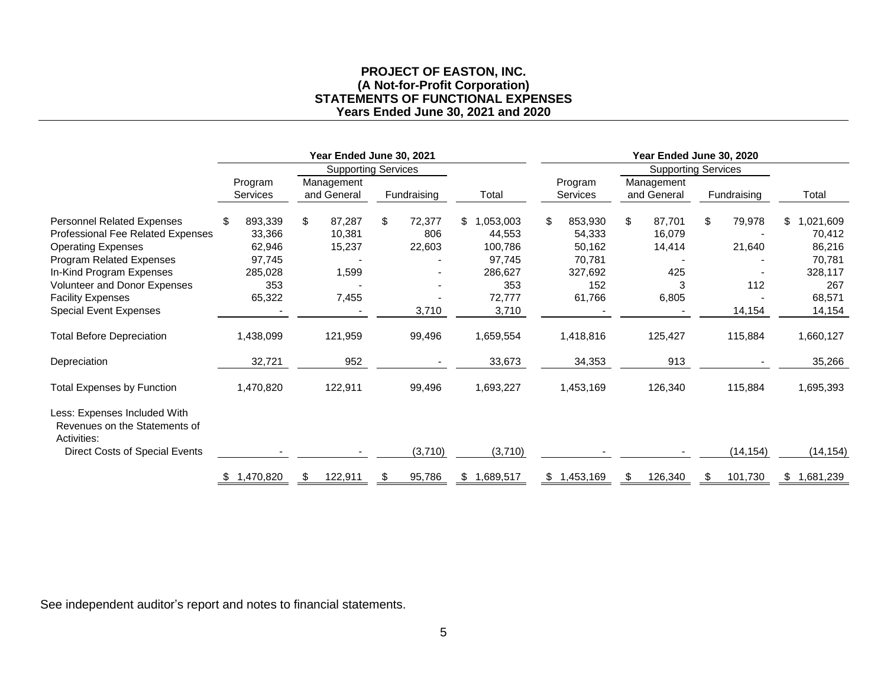# PROJECT OF EASTON, INC.
## (A Not-for-Profit Corporation)
## STATEMENTS OF FUNCTIONAL EXPENSES
## Years Ended June 30, 2021 and 2020

| | Year Ended June 30, 2021 | | | | Year Ended June 30, 2020 | | | |
|---|---|---|---|---|---|---|---|---|
| | | Supporting Services | | | | Supporting Services | | |
| | Program Services | Management and General | Fundraising | Total | Program Services | Management and General | Fundraising | Total |
| Personnel Related Expenses | $ 893,339 | $ 87,287 | $ 72,377 | $ 1,053,003 | $ 853,930 | $ 87,701 | $ 79,978 | $ 1,021,609 |
| Professional Fee Related Expenses | 33,366 | 10,381 | 806 | 44,553 | 54,333 | 16,079 | - | 70,412 |
| Operating Expenses | 62,946 | 15,237 | 22,603 | 100,786 | 50,162 | 14,414 | 21,640 | 86,216 |
| Program Related Expenses | 97,745 | - | - | 97,745 | 70,781 | - | - | 70,781 |
| In-Kind Program Expenses | 285,028 | 1,599 | - | 286,627 | 327,692 | 425 | - | 328,117 |
| Volunteer and Donor Expenses | 353 | - | - | 353 | 152 | 3 | 112 | 267 |
| Facility Expenses | 65,322 | 7,455 | - | 72,777 | 61,766 | 6,805 | - | 68,571 |
| Special Event Expenses | - | - | 3,710 | 3,710 | - | - | 14,154 | 14,154 |
| Total Before Depreciation | 1,438,099 | 121,959 | 99,496 | 1,659,554 | 1,418,816 | 125,427 | 115,884 | 1,660,127 |
| Depreciation | 32,721 | 952 | - | 33,673 | 34,353 | 913 | - | 35,266 |
| Total Expenses by Function | 1,470,820 | 122,911 | 99,496 | 1,693,227 | 1,453,169 | 126,340 | 115,884 | 1,695,393 |
| Less: Expenses Included With Revenues on the Statements of Activities: | | | | | | | | |
| Direct Costs of Special Events | - | - | (3,710) | (3,710) | - | - | (14,154) | (14,154) |
| | $ 1,470,820 | $ 122,911 | $ 95,786 | $ 1,689,517 | $ 1,453,169 | $ 126,340 | $ 101,730 | $ 1,681,239 |

See independent auditor's report and notes to financial statements.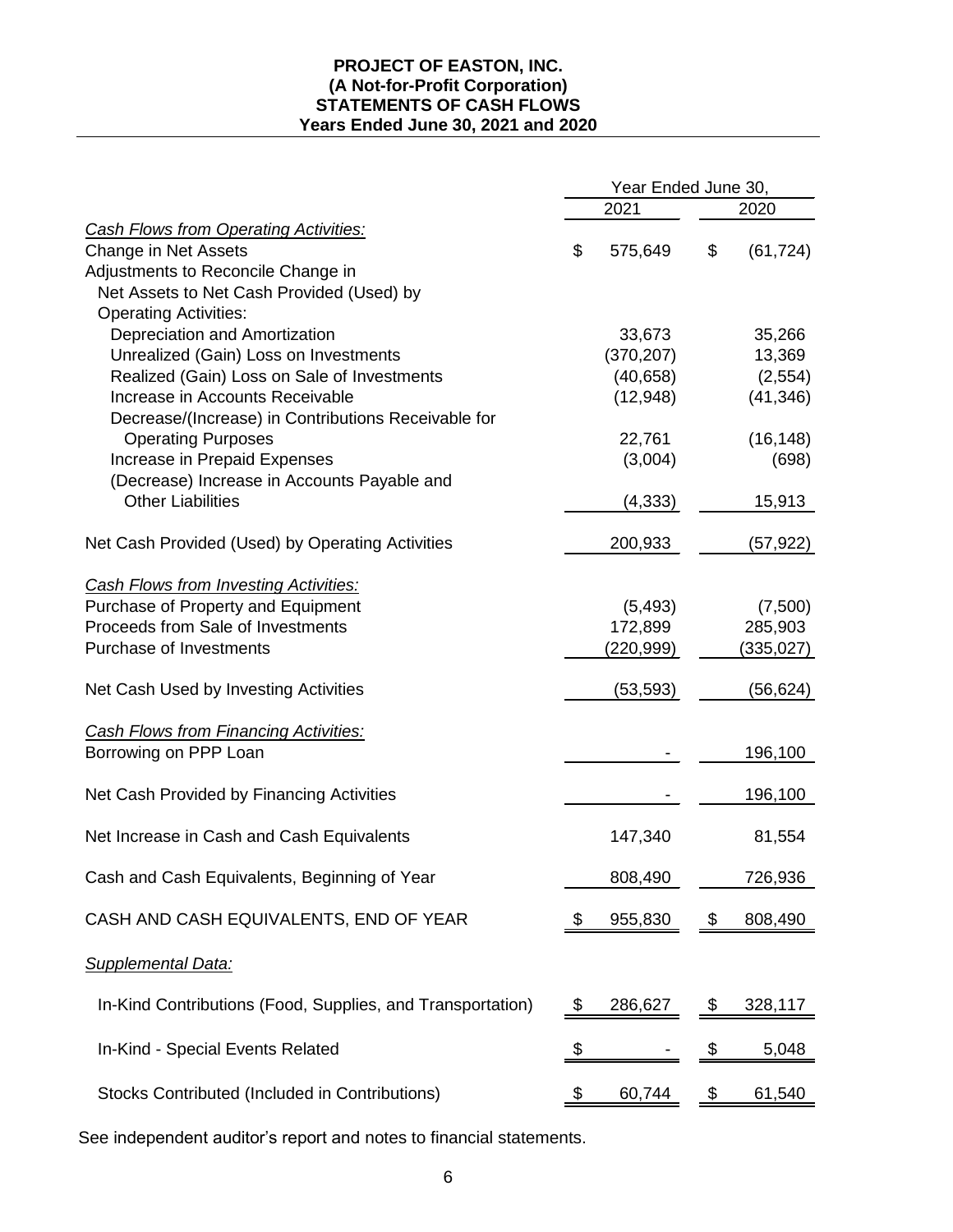**PROJECT OF EASTON, INC.**
**(A Not-for-Profit Corporation)**
**STATEMENTS OF CASH FLOWS**
**Years Ended June 30, 2021 and 2020**

| | Year Ended June 30, | |
|---|---|---|
| | 2021 | 2020 |
| *Cash Flows from Operating Activities:* | | |
| Change in Net Assets | $ 575,649 | $ (61,724) |
| Adjustments to Reconcile Change in Net Assets to Net Cash Provided (Used) by Operating Activities: | | |
| Depreciation and Amortization | 33,673 | 35,266 |
| Unrealized (Gain) Loss on Investments | (370,207) | 13,369 |
| Realized (Gain) Loss on Sale of Investments | (40,658) | (2,554) |
| Increase in Accounts Receivable | (12,948) | (41,346) |
| Decrease/(Increase) in Contributions Receivable for Operating Purposes | 22,761 | (16,148) |
| Increase in Prepaid Expenses | (3,004) | (698) |
| (Decrease) Increase in Accounts Payable and Other Liabilities | (4,333) | 15,913 |
| Net Cash Provided (Used) by Operating Activities | 200,933 | (57,922) |
| *Cash Flows from Investing Activities:* | | |
| Purchase of Property and Equipment | (5,493) | (7,500) |
| Proceeds from Sale of Investments | 172,899 | 285,903 |
| Purchase of Investments | (220,999) | (335,027) |
| Net Cash Used by Investing Activities | (53,593) | (56,624) |
| *Cash Flows from Financing Activities:* | | |
| Borrowing on PPP Loan | - | 196,100 |
| Net Cash Provided by Financing Activities | - | 196,100 |
| Net Increase in Cash and Cash Equivalents | 147,340 | 81,554 |
| Cash and Cash Equivalents, Beginning of Year | 808,490 | 726,936 |
| CASH AND CASH EQUIVALENTS, END OF YEAR | $ 955,830 | $ 808,490 |
| *Supplemental Data:* | | |
| In-Kind Contributions (Food, Supplies, and Transportation) | $ 286,627 | $ 328,117 |
| In-Kind - Special Events Related | $ - | $ 5,048 |
| Stocks Contributed (Included in Contributions) | $ 60,744 | $ 61,540 |

See independent auditor's report and notes to financial statements.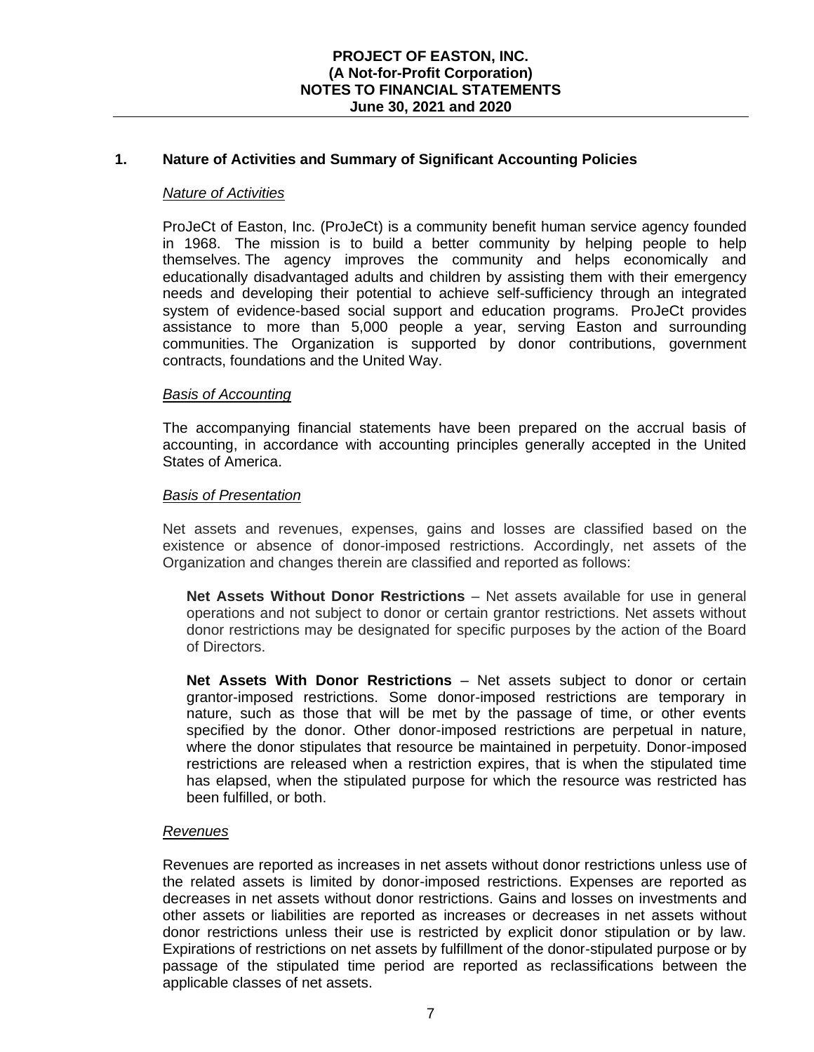**PROJECT OF EASTON, INC.**
**(A Not-for-Profit Corporation)**
**NOTES TO FINANCIAL STATEMENTS**
**June 30, 2021 and 2020**

## 1. Nature of Activities and Summary of Significant Accounting Policies

### *Nature of Activities*

ProJeCt of Easton, Inc. (ProJeCt) is a community benefit human service agency founded in 1968. The mission is to build a better community by helping people to help themselves. The agency improves the community and helps economically and educationally disadvantaged adults and children by assisting them with their emergency needs and developing their potential to achieve self-sufficiency through an integrated system of evidence-based social support and education programs. ProJeCt provides assistance to more than 5,000 people a year, serving Easton and surrounding communities. The Organization is supported by donor contributions, government contracts, foundations and the United Way.

### *Basis of Accounting*

The accompanying financial statements have been prepared on the accrual basis of accounting, in accordance with accounting principles generally accepted in the United States of America.

### *Basis of Presentation*

Net assets and revenues, expenses, gains and losses are classified based on the existence or absence of donor-imposed restrictions. Accordingly, net assets of the Organization and changes therein are classified and reported as follows:

**Net Assets Without Donor Restrictions** – Net assets available for use in general operations and not subject to donor or certain grantor restrictions. Net assets without donor restrictions may be designated for specific purposes by the action of the Board of Directors.

**Net Assets With Donor Restrictions** – Net assets subject to donor or certain grantor-imposed restrictions. Some donor-imposed restrictions are temporary in nature, such as those that will be met by the passage of time, or other events specified by the donor. Other donor-imposed restrictions are perpetual in nature, where the donor stipulates that resource be maintained in perpetuity. Donor-imposed restrictions are released when a restriction expires, that is when the stipulated time has elapsed, when the stipulated purpose for which the resource was restricted has been fulfilled, or both.

### *Revenues*

Revenues are reported as increases in net assets without donor restrictions unless use of the related assets is limited by donor-imposed restrictions. Expenses are reported as decreases in net assets without donor restrictions. Gains and losses on investments and other assets or liabilities are reported as increases or decreases in net assets without donor restrictions unless their use is restricted by explicit donor stipulation or by law. Expirations of restrictions on net assets by fulfillment of the donor-stipulated purpose or by passage of the stipulated time period are reported as reclassifications between the applicable classes of net assets.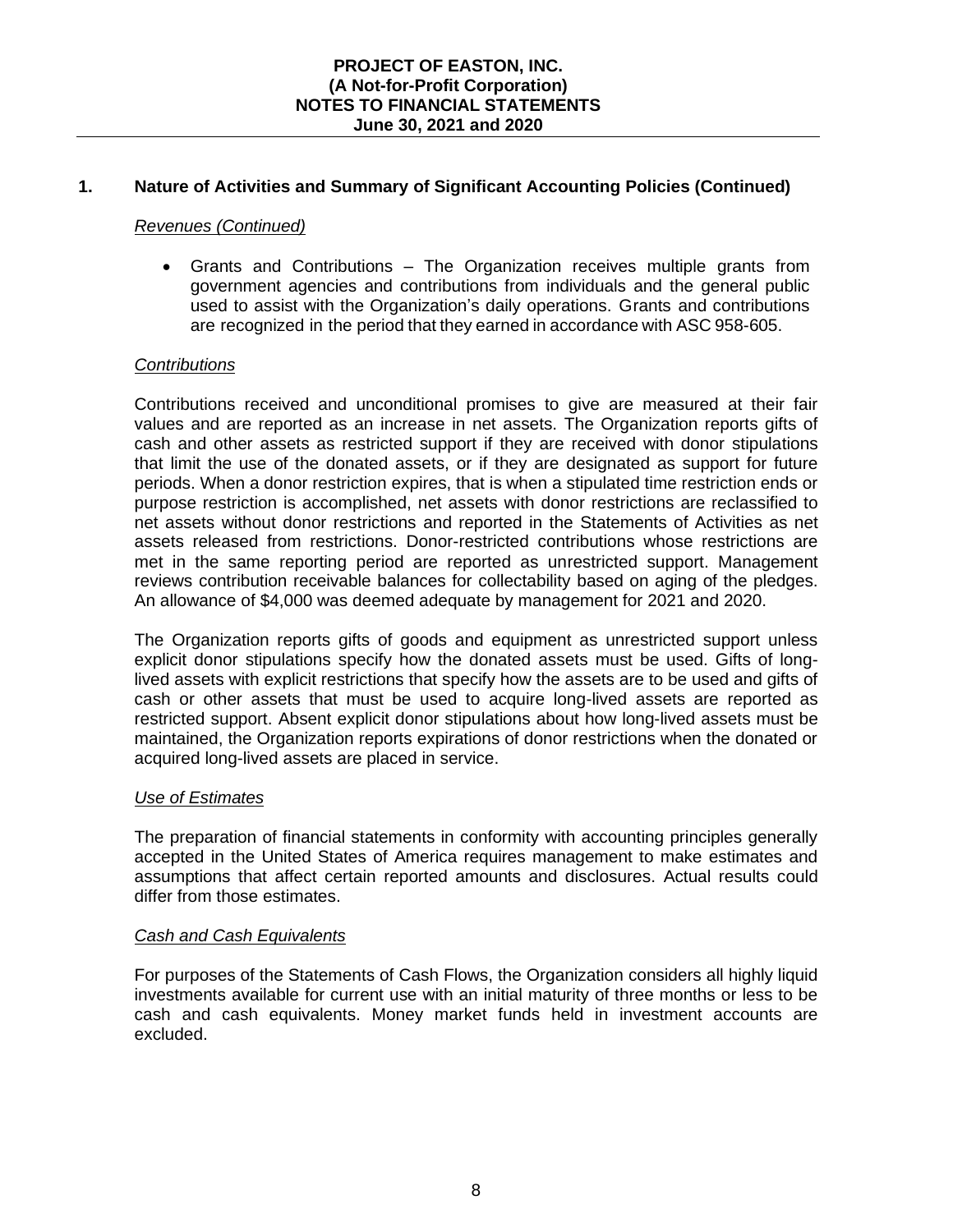## 1. Nature of Activities and Summary of Significant Accounting Policies (Continued)

*Revenues (Continued)*

- Grants and Contributions – The Organization receives multiple grants from government agencies and contributions from individuals and the general public used to assist with the Organization's daily operations. Grants and contributions are recognized in the period that they earned in accordance with ASC 958-605.

*Contributions*

Contributions received and unconditional promises to give are measured at their fair values and are reported as an increase in net assets. The Organization reports gifts of cash and other assets as restricted support if they are received with donor stipulations that limit the use of the donated assets, or if they are designated as support for future periods. When a donor restriction expires, that is when a stipulated time restriction ends or purpose restriction is accomplished, net assets with donor restrictions are reclassified to net assets without donor restrictions and reported in the Statements of Activities as net assets released from restrictions. Donor-restricted contributions whose restrictions are met in the same reporting period are reported as unrestricted support. Management reviews contribution receivable balances for collectability based on aging of the pledges. An allowance of $4,000 was deemed adequate by management for 2021 and 2020.

The Organization reports gifts of goods and equipment as unrestricted support unless explicit donor stipulations specify how the donated assets must be used. Gifts of long-lived assets with explicit restrictions that specify how the assets are to be used and gifts of cash or other assets that must be used to acquire long-lived assets are reported as restricted support. Absent explicit donor stipulations about how long-lived assets must be maintained, the Organization reports expirations of donor restrictions when the donated or acquired long-lived assets are placed in service.

*Use of Estimates*

The preparation of financial statements in conformity with accounting principles generally accepted in the United States of America requires management to make estimates and assumptions that affect certain reported amounts and disclosures. Actual results could differ from those estimates.

*Cash and Cash Equivalents*

For purposes of the Statements of Cash Flows, the Organization considers all highly liquid investments available for current use with an initial maturity of three months or less to be cash and cash equivalents. Money market funds held in investment accounts are excluded.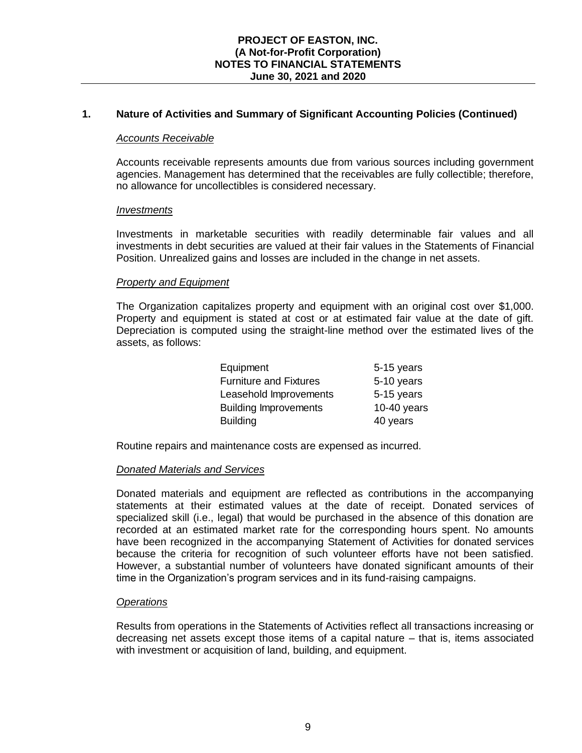## 1. Nature of Activities and Summary of Significant Accounting Policies (Continued)

### *Accounts Receivable*

Accounts receivable represents amounts due from various sources including government agencies. Management has determined that the receivables are fully collectible; therefore, no allowance for uncollectibles is considered necessary.

### *Investments*

Investments in marketable securities with readily determinable fair values and all investments in debt securities are valued at their fair values in the Statements of Financial Position. Unrealized gains and losses are included in the change in net assets.

### *Property and Equipment*

The Organization capitalizes property and equipment with an original cost over $1,000. Property and equipment is stated at cost or at estimated fair value at the date of gift. Depreciation is computed using the straight-line method over the estimated lives of the assets, as follows:

| | |
|---|---|
| Equipment | 5-15 years |
| Furniture and Fixtures | 5-10 years |
| Leasehold Improvements | 5-15 years |
| Building Improvements | 10-40 years |
| Building | 40 years |

Routine repairs and maintenance costs are expensed as incurred.

### *Donated Materials and Services*

Donated materials and equipment are reflected as contributions in the accompanying statements at their estimated values at the date of receipt. Donated services of specialized skill (i.e., legal) that would be purchased in the absence of this donation are recorded at an estimated market rate for the corresponding hours spent. No amounts have been recognized in the accompanying Statement of Activities for donated services because the criteria for recognition of such volunteer efforts have not been satisfied. However, a substantial number of volunteers have donated significant amounts of their time in the Organization's program services and in its fund-raising campaigns.

### *Operations*

Results from operations in the Statements of Activities reflect all transactions increasing or decreasing net assets except those items of a capital nature – that is, items associated with investment or acquisition of land, building, and equipment.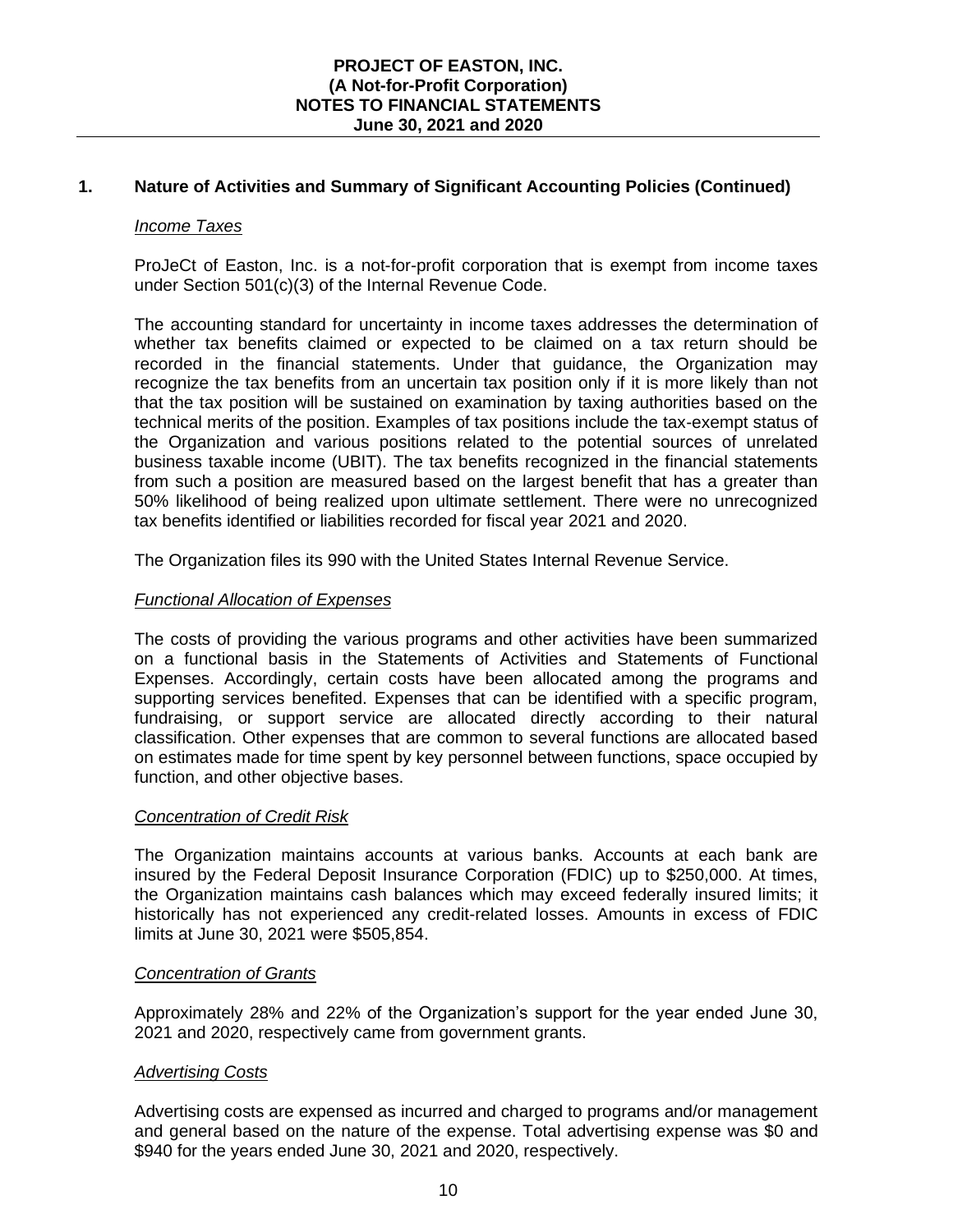## 1. Nature of Activities and Summary of Significant Accounting Policies (Continued)

### *Income Taxes*

ProJeCt of Easton, Inc. is a not-for-profit corporation that is exempt from income taxes under Section 501(c)(3) of the Internal Revenue Code.

The accounting standard for uncertainty in income taxes addresses the determination of whether tax benefits claimed or expected to be claimed on a tax return should be recorded in the financial statements. Under that guidance, the Organization may recognize the tax benefits from an uncertain tax position only if it is more likely than not that the tax position will be sustained on examination by taxing authorities based on the technical merits of the position. Examples of tax positions include the tax-exempt status of the Organization and various positions related to the potential sources of unrelated business taxable income (UBIT). The tax benefits recognized in the financial statements from such a position are measured based on the largest benefit that has a greater than 50% likelihood of being realized upon ultimate settlement. There were no unrecognized tax benefits identified or liabilities recorded for fiscal year 2021 and 2020.

The Organization files its 990 with the United States Internal Revenue Service.

### *Functional Allocation of Expenses*

The costs of providing the various programs and other activities have been summarized on a functional basis in the Statements of Activities and Statements of Functional Expenses. Accordingly, certain costs have been allocated among the programs and supporting services benefited. Expenses that can be identified with a specific program, fundraising, or support service are allocated directly according to their natural classification. Other expenses that are common to several functions are allocated based on estimates made for time spent by key personnel between functions, space occupied by function, and other objective bases.

### *Concentration of Credit Risk*

The Organization maintains accounts at various banks. Accounts at each bank are insured by the Federal Deposit Insurance Corporation (FDIC) up to $250,000. At times, the Organization maintains cash balances which may exceed federally insured limits; it historically has not experienced any credit-related losses. Amounts in excess of FDIC limits at June 30, 2021 were $505,854.

### *Concentration of Grants*

Approximately 28% and 22% of the Organization's support for the year ended June 30, 2021 and 2020, respectively came from government grants.

### *Advertising Costs*

Advertising costs are expensed as incurred and charged to programs and/or management and general based on the nature of the expense. Total advertising expense was $0 and $940 for the years ended June 30, 2021 and 2020, respectively.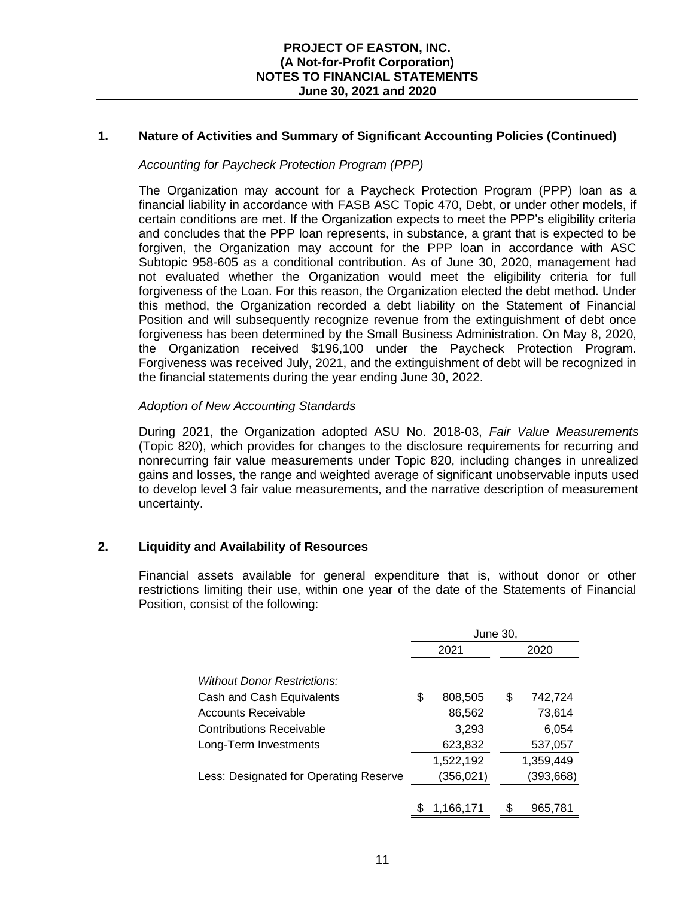**PROJECT OF EASTON, INC.**
**(A Not-for-Profit Corporation)**
**NOTES TO FINANCIAL STATEMENTS**
**June 30, 2021 and 2020**

## 1. Nature of Activities and Summary of Significant Accounting Policies (Continued)

*Accounting for Paycheck Protection Program (PPP)*

The Organization may account for a Paycheck Protection Program (PPP) loan as a financial liability in accordance with FASB ASC Topic 470, Debt, or under other models, if certain conditions are met. If the Organization expects to meet the PPP's eligibility criteria and concludes that the PPP loan represents, in substance, a grant that is expected to be forgiven, the Organization may account for the PPP loan in accordance with ASC Subtopic 958-605 as a conditional contribution. As of June 30, 2020, management had not evaluated whether the Organization would meet the eligibility criteria for full forgiveness of the Loan. For this reason, the Organization elected the debt method. Under this method, the Organization recorded a debt liability on the Statement of Financial Position and will subsequently recognize revenue from the extinguishment of debt once forgiveness has been determined by the Small Business Administration. On May 8, 2020, the Organization received $196,100 under the Paycheck Protection Program. Forgiveness was received July, 2021, and the extinguishment of debt will be recognized in the financial statements during the year ending June 30, 2022.

*Adoption of New Accounting Standards*

During 2021, the Organization adopted ASU No. 2018-03, *Fair Value Measurements* (Topic 820), which provides for changes to the disclosure requirements for recurring and nonrecurring fair value measurements under Topic 820, including changes in unrealized gains and losses, the range and weighted average of significant unobservable inputs used to develop level 3 fair value measurements, and the narrative description of measurement uncertainty.

## 2. Liquidity and Availability of Resources

Financial assets available for general expenditure that is, without donor or other restrictions limiting their use, within one year of the date of the Statements of Financial Position, consist of the following:

| | June 30, | |
|---|---|---|
| | 2021 | 2020 |
| *Without Donor Restrictions:* | | |
| Cash and Cash Equivalents | $ 808,505 | $ 742,724 |
| Accounts Receivable | 86,562 | 73,614 |
| Contributions Receivable | 3,293 | 6,054 |
| Long-Term Investments | 623,832 | 537,057 |
| | 1,522,192 | 1,359,449 |
| Less: Designated for Operating Reserve | (356,021) | (393,668) |
| | $ 1,166,171 | $ 965,781 |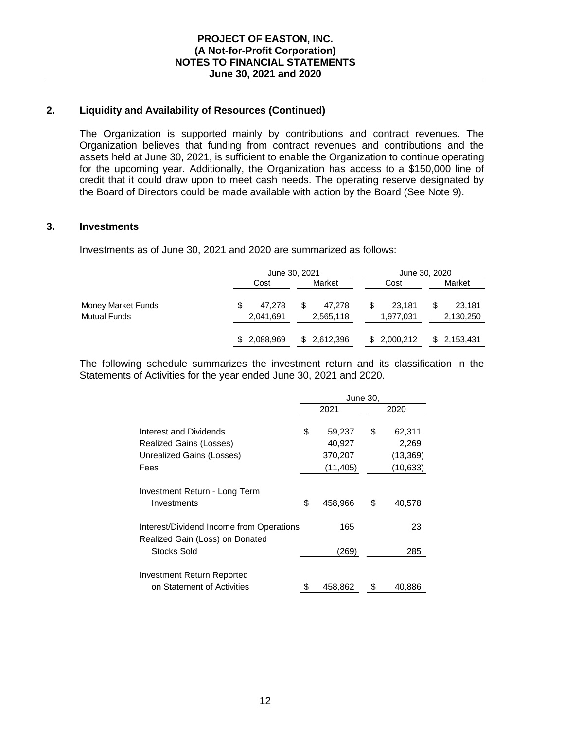## 2. Liquidity and Availability of Resources (Continued)

The Organization is supported mainly by contributions and contract revenues. The Organization believes that funding from contract revenues and contributions and the assets held at June 30, 2021, is sufficient to enable the Organization to continue operating for the upcoming year. Additionally, the Organization has access to a $150,000 line of credit that it could draw upon to meet cash needs. The operating reserve designated by the Board of Directors could be made available with action by the Board (See Note 9).

## 3. Investments

Investments as of June 30, 2021 and 2020 are summarized as follows:

| | June 30, 2021 | | June 30, 2020 | |
|---|---|---|---|---|
| | Cost | Market | Cost | Market |
| Money Market Funds | $ 47,278 | $ 47,278 | $ 23,181 | $ 23,181 |
| Mutual Funds | 2,041,691 | 2,565,118 | 1,977,031 | 2,130,250 |
| | $ 2,088,969 | $ 2,612,396 | $ 2,000,212 | $ 2,153,431 |

The following schedule summarizes the investment return and its classification in the Statements of Activities for the year ended June 30, 2021 and 2020.

| | June 30, | |
|---|---|---|
| | 2021 | 2020 |
| Interest and Dividends | $ 59,237 | $ 62,311 |
| Realized Gains (Losses) | 40,927 | 2,269 |
| Unrealized Gains (Losses) | 370,207 | (13,369) |
| Fees | (11,405) | (10,633) |
| Investment Return - Long Term Investments | $ 458,966 | $ 40,578 |
| Interest/Dividend Income from Operations | 165 | 23 |
| Realized Gain (Loss) on Donated Stocks Sold | (269) | 285 |
| Investment Return Reported on Statement of Activities | $ 458,862 | $ 40,886 |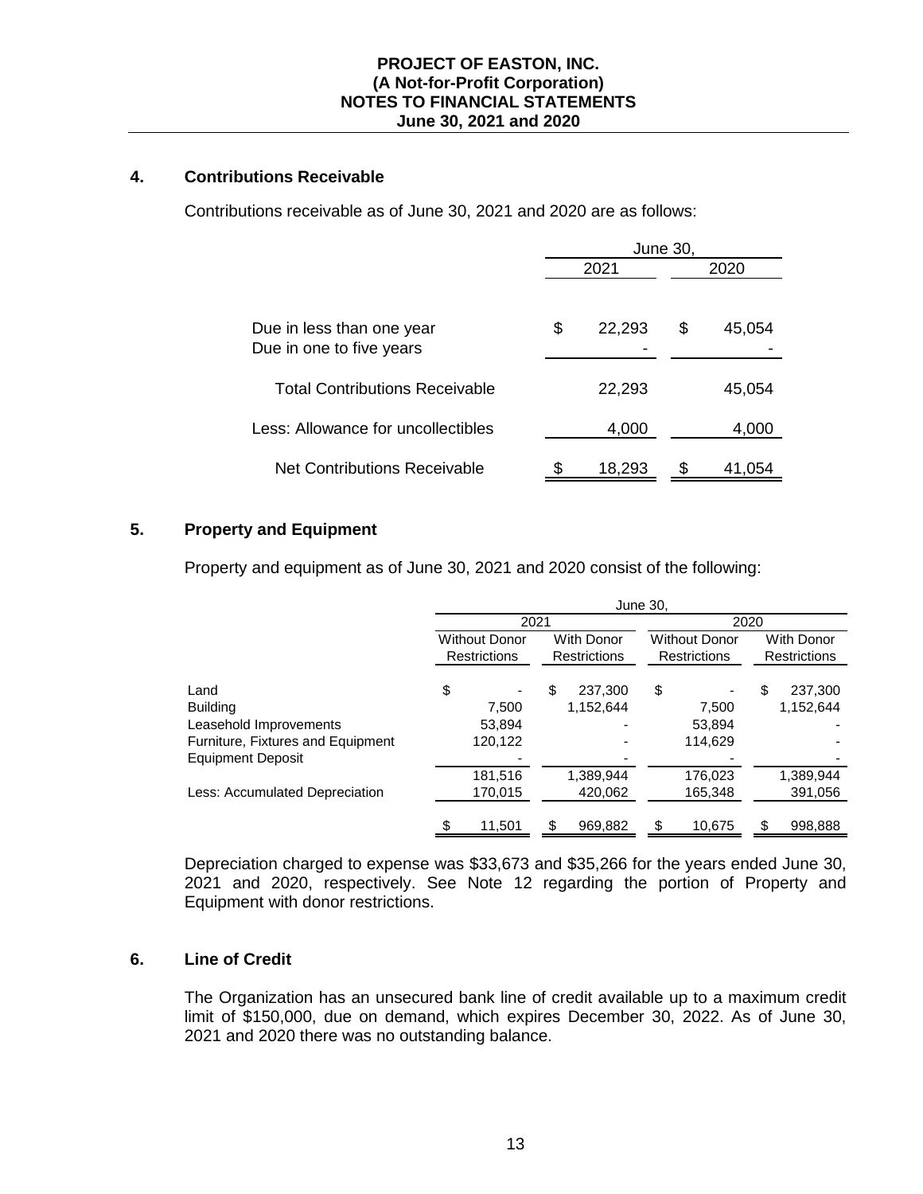**PROJECT OF EASTON, INC.**
**(A Not-for-Profit Corporation)**
**NOTES TO FINANCIAL STATEMENTS**
**June 30, 2021 and 2020**

## 4. Contributions Receivable

Contributions receivable as of June 30, 2021 and 2020 are as follows:

| | June 30, 2021 | June 30, 2020 |
|---|---|---|
| Due in less than one year | $ 22,293 | $ 45,054 |
| Due in one to five years | - | - |
| Total Contributions Receivable | 22,293 | 45,054 |
| Less: Allowance for uncollectibles | 4,000 | 4,000 |
| Net Contributions Receivable | $ 18,293 | $ 41,054 |

## 5. Property and Equipment

Property and equipment as of June 30, 2021 and 2020 consist of the following:

| | June 30, | | | |
|---|---|---|---|---|
| | 2021 | | 2020 | |
| | Without Donor Restrictions | With Donor Restrictions | Without Donor Restrictions | With Donor Restrictions |
| Land | $ - | $ 237,300 | $ - | $ 237,300 |
| Building | 7,500 | 1,152,644 | 7,500 | 1,152,644 |
| Leasehold Improvements | 53,894 | - | 53,894 | - |
| Furniture, Fixtures and Equipment | 120,122 | - | 114,629 | - |
| Equipment Deposit | - | - | - | - |
| | 181,516 | 1,389,944 | 176,023 | 1,389,944 |
| Less: Accumulated Depreciation | 170,015 | 420,062 | 165,348 | 391,056 |
| | $ 11,501 | $ 969,882 | $ 10,675 | $ 998,888 |

Depreciation charged to expense was $33,673 and $35,266 for the years ended June 30, 2021 and 2020, respectively. See Note 12 regarding the portion of Property and Equipment with donor restrictions.

## 6. Line of Credit

The Organization has an unsecured bank line of credit available up to a maximum credit limit of $150,000, due on demand, which expires December 30, 2022. As of June 30, 2021 and 2020 there was no outstanding balance.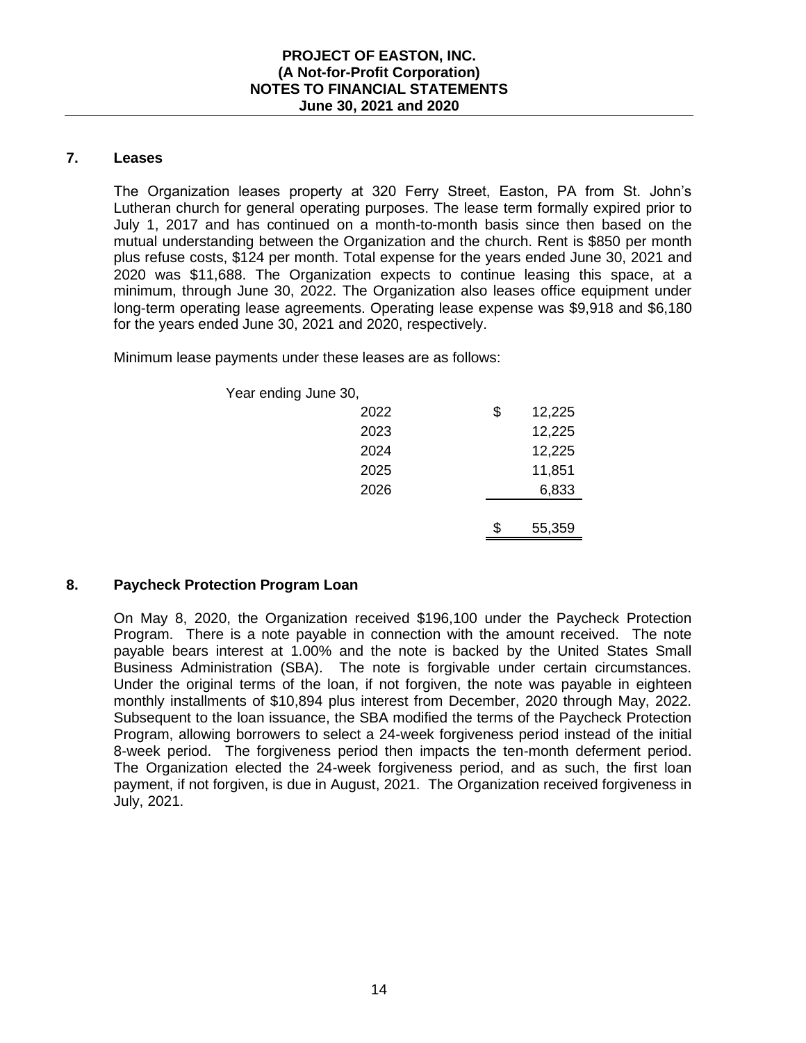## 7. Leases

The Organization leases property at 320 Ferry Street, Easton, PA from St. John's Lutheran church for general operating purposes. The lease term formally expired prior to July 1, 2017 and has continued on a month-to-month basis since then based on the mutual understanding between the Organization and the church. Rent is $850 per month plus refuse costs, $124 per month. Total expense for the years ended June 30, 2021 and 2020 was $11,688. The Organization expects to continue leasing this space, at a minimum, through June 30, 2022. The Organization also leases office equipment under long-term operating lease agreements. Operating lease expense was $9,918 and $6,180 for the years ended June 30, 2021 and 2020, respectively.

Minimum lease payments under these leases are as follows:

| Year ending June 30, | |
|---|---|
| 2022 | $ 12,225 |
| 2023 | 12,225 |
| 2024 | 12,225 |
| 2025 | 11,851 |
| 2026 | 6,833 |
| | $ 55,359 |

## 8. Paycheck Protection Program Loan

On May 8, 2020, the Organization received $196,100 under the Paycheck Protection Program. There is a note payable in connection with the amount received. The note payable bears interest at 1.00% and the note is backed by the United States Small Business Administration (SBA). The note is forgivable under certain circumstances. Under the original terms of the loan, if not forgiven, the note was payable in eighteen monthly installments of $10,894 plus interest from December, 2020 through May, 2022. Subsequent to the loan issuance, the SBA modified the terms of the Paycheck Protection Program, allowing borrowers to select a 24-week forgiveness period instead of the initial 8-week period. The forgiveness period then impacts the ten-month deferment period. The Organization elected the 24-week forgiveness period, and as such, the first loan payment, if not forgiven, is due in August, 2021. The Organization received forgiveness in July, 2021.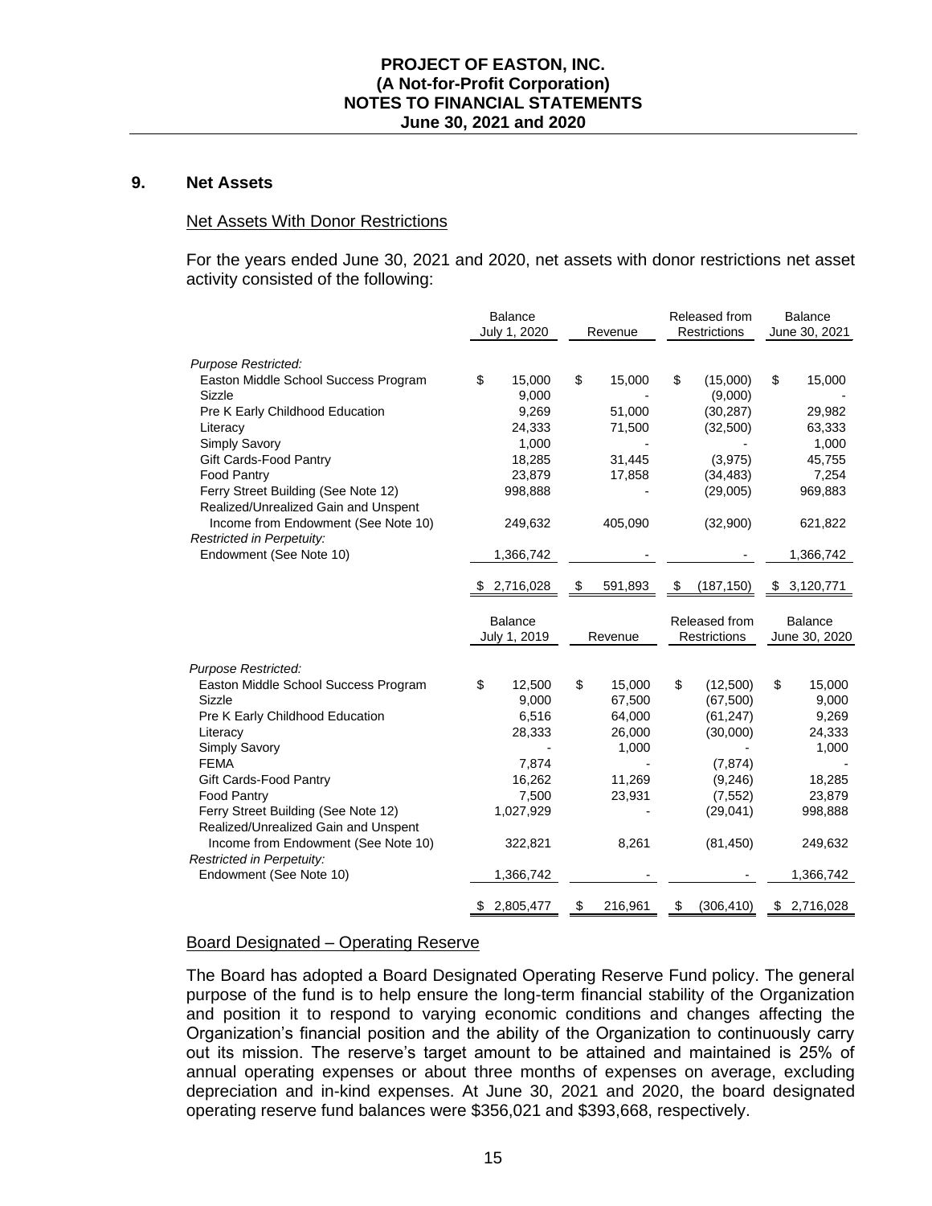## 9. Net Assets

### Net Assets With Donor Restrictions

For the years ended June 30, 2021 and 2020, net assets with donor restrictions net asset activity consisted of the following:

| | Balance July 1, 2020 | Revenue | Released from Restrictions | Balance June 30, 2021 |
|---|---|---|---|---|
| *Purpose Restricted:* | | | | |
| Easton Middle School Success Program | $ 15,000 | $ 15,000 | $ (15,000) | $ 15,000 |
| Sizzle | 9,000 | - | (9,000) | - |
| Pre K Early Childhood Education | 9,269 | 51,000 | (30,287) | 29,982 |
| Literacy | 24,333 | 71,500 | (32,500) | 63,333 |
| Simply Savory | 1,000 | - | - | 1,000 |
| Gift Cards-Food Pantry | 18,285 | 31,445 | (3,975) | 45,755 |
| Food Pantry | 23,879 | 17,858 | (34,483) | 7,254 |
| Ferry Street Building (See Note 12) | 998,888 | - | (29,005) | 969,883 |
| Realized/Unrealized Gain and Unspent Income from Endowment (See Note 10) | 249,632 | 405,090 | (32,900) | 621,822 |
| *Restricted in Perpetuity:* | | | | |
| Endowment (See Note 10) | 1,366,742 | - | - | 1,366,742 |
| | $ 2,716,028 | $ 591,893 | $ (187,150) | $ 3,120,771 |

| | Balance July 1, 2019 | Revenue | Released from Restrictions | Balance June 30, 2020 |
|---|---|---|---|---|
| *Purpose Restricted:* | | | | |
| Easton Middle School Success Program | $ 12,500 | $ 15,000 | $ (12,500) | $ 15,000 |
| Sizzle | 9,000 | 67,500 | (67,500) | 9,000 |
| Pre K Early Childhood Education | 6,516 | 64,000 | (61,247) | 9,269 |
| Literacy | 28,333 | 26,000 | (30,000) | 24,333 |
| Simply Savory | - | 1,000 | - | 1,000 |
| FEMA | 7,874 | - | (7,874) | - |
| Gift Cards-Food Pantry | 16,262 | 11,269 | (9,246) | 18,285 |
| Food Pantry | 7,500 | 23,931 | (7,552) | 23,879 |
| Ferry Street Building (See Note 12) | 1,027,929 | - | (29,041) | 998,888 |
| Realized/Unrealized Gain and Unspent Income from Endowment (See Note 10) | 322,821 | 8,261 | (81,450) | 249,632 |
| *Restricted in Perpetuity:* | | | | |
| Endowment (See Note 10) | 1,366,742 | - | - | 1,366,742 |
| | $ 2,805,477 | $ 216,961 | $ (306,410) | $ 2,716,028 |

### Board Designated – Operating Reserve

The Board has adopted a Board Designated Operating Reserve Fund policy. The general purpose of the fund is to help ensure the long-term financial stability of the Organization and position it to respond to varying economic conditions and changes affecting the Organization's financial position and the ability of the Organization to continuously carry out its mission. The reserve's target amount to be attained and maintained is 25% of annual operating expenses or about three months of expenses on average, excluding depreciation and in-kind expenses. At June 30, 2021 and 2020, the board designated operating reserve fund balances were $356,021 and $393,668, respectively.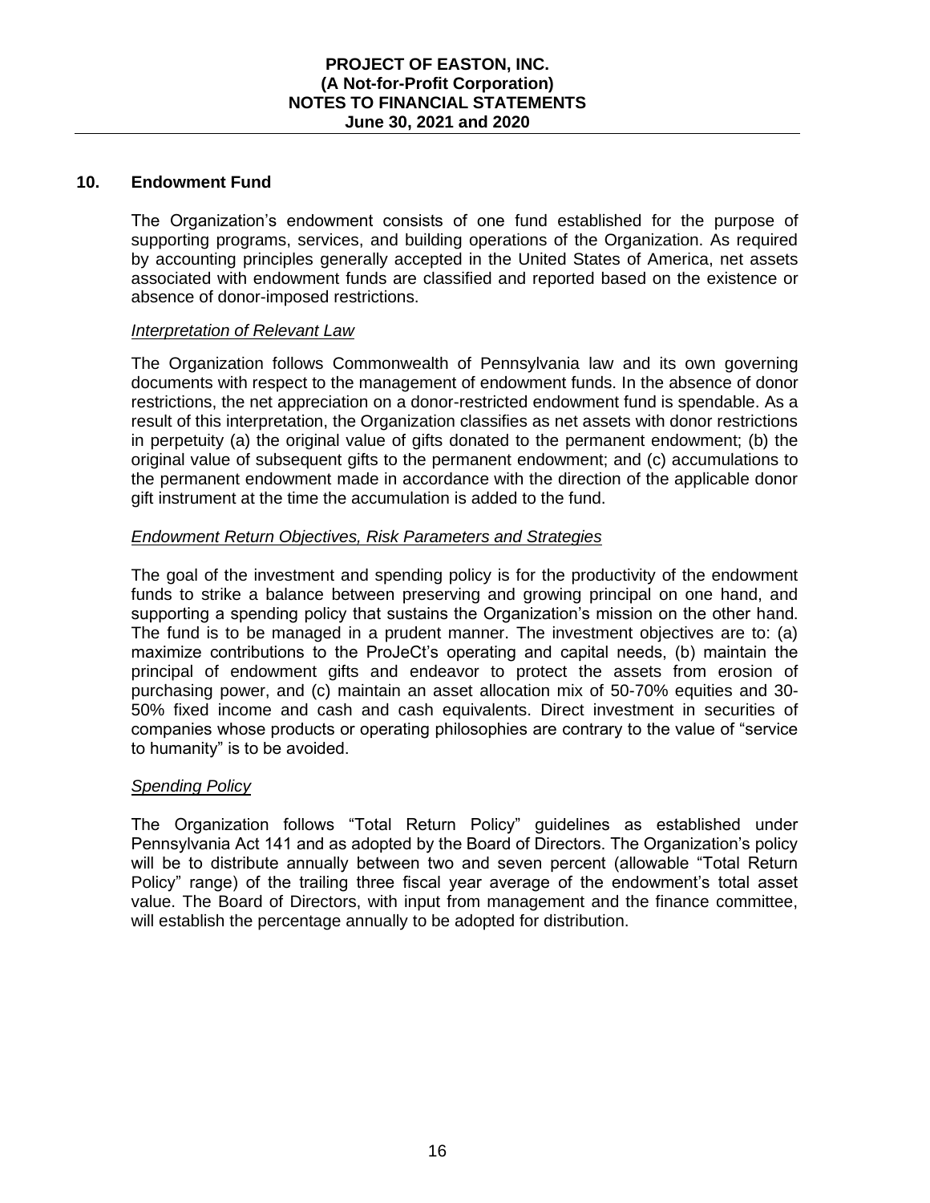## 10. Endowment Fund

The Organization's endowment consists of one fund established for the purpose of supporting programs, services, and building operations of the Organization. As required by accounting principles generally accepted in the United States of America, net assets associated with endowment funds are classified and reported based on the existence or absence of donor-imposed restrictions.

### *Interpretation of Relevant Law*

The Organization follows Commonwealth of Pennsylvania law and its own governing documents with respect to the management of endowment funds. In the absence of donor restrictions, the net appreciation on a donor-restricted endowment fund is spendable. As a result of this interpretation, the Organization classifies as net assets with donor restrictions in perpetuity (a) the original value of gifts donated to the permanent endowment; (b) the original value of subsequent gifts to the permanent endowment; and (c) accumulations to the permanent endowment made in accordance with the direction of the applicable donor gift instrument at the time the accumulation is added to the fund.

### *Endowment Return Objectives, Risk Parameters and Strategies*

The goal of the investment and spending policy is for the productivity of the endowment funds to strike a balance between preserving and growing principal on one hand, and supporting a spending policy that sustains the Organization's mission on the other hand. The fund is to be managed in a prudent manner. The investment objectives are to: (a) maximize contributions to the ProJeCt's operating and capital needs, (b) maintain the principal of endowment gifts and endeavor to protect the assets from erosion of purchasing power, and (c) maintain an asset allocation mix of 50-70% equities and 30-50% fixed income and cash and cash equivalents. Direct investment in securities of companies whose products or operating philosophies are contrary to the value of "service to humanity" is to be avoided.

### *Spending Policy*

The Organization follows "Total Return Policy" guidelines as established under Pennsylvania Act 141 and as adopted by the Board of Directors. The Organization's policy will be to distribute annually between two and seven percent (allowable "Total Return Policy" range) of the trailing three fiscal year average of the endowment's total asset value. The Board of Directors, with input from management and the finance committee, will establish the percentage annually to be adopted for distribution.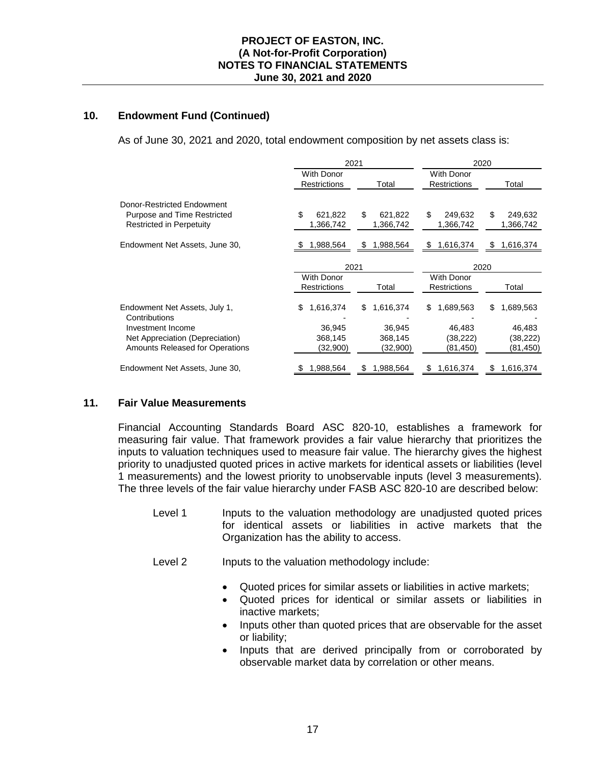## 10. Endowment Fund (Continued)

As of June 30, 2021 and 2020, total endowment composition by net assets class is:

| | 2021 | | 2020 | |
|---|---|---|---|---|
| | With Donor Restrictions | Total | With Donor Restrictions | Total |
| Donor-Restricted Endowment | | | | |
| Purpose and Time Restricted | $ 621,822 | $ 621,822 | $ 249,632 | $ 249,632 |
| Restricted in Perpetuity | 1,366,742 | 1,366,742 | 1,366,742 | 1,366,742 |
| Endowment Net Assets, June 30, | $ 1,988,564 | $ 1,988,564 | $ 1,616,374 | $ 1,616,374 |

| | 2021 | | 2020 | |
|---|---|---|---|---|
| | With Donor Restrictions | Total | With Donor Restrictions | Total |
| Endowment Net Assets, July 1, | $ 1,616,374 | $ 1,616,374 | $ 1,689,563 | $ 1,689,563 |
| Contributions | - | - | - | - |
| Investment Income | 36,945 | 36,945 | 46,483 | 46,483 |
| Net Appreciation (Depreciation) | 368,145 | 368,145 | (38,222) | (38,222) |
| Amounts Released for Operations | (32,900) | (32,900) | (81,450) | (81,450) |
| Endowment Net Assets, June 30, | $ 1,988,564 | $ 1,988,564 | $ 1,616,374 | $ 1,616,374 |

## 11. Fair Value Measurements

Financial Accounting Standards Board ASC 820-10, establishes a framework for measuring fair value. That framework provides a fair value hierarchy that prioritizes the inputs to valuation techniques used to measure fair value. The hierarchy gives the highest priority to unadjusted quoted prices in active markets for identical assets or liabilities (level 1 measurements) and the lowest priority to unobservable inputs (level 3 measurements). The three levels of the fair value hierarchy under FASB ASC 820-10 are described below:

Level 1 Inputs to the valuation methodology are unadjusted quoted prices for identical assets or liabilities in active markets that the Organization has the ability to access.

Level 2 Inputs to the valuation methodology include:

- Quoted prices for similar assets or liabilities in active markets;
- Quoted prices for identical or similar assets or liabilities in inactive markets;
- Inputs other than quoted prices that are observable for the asset or liability;
- Inputs that are derived principally from or corroborated by observable market data by correlation or other means.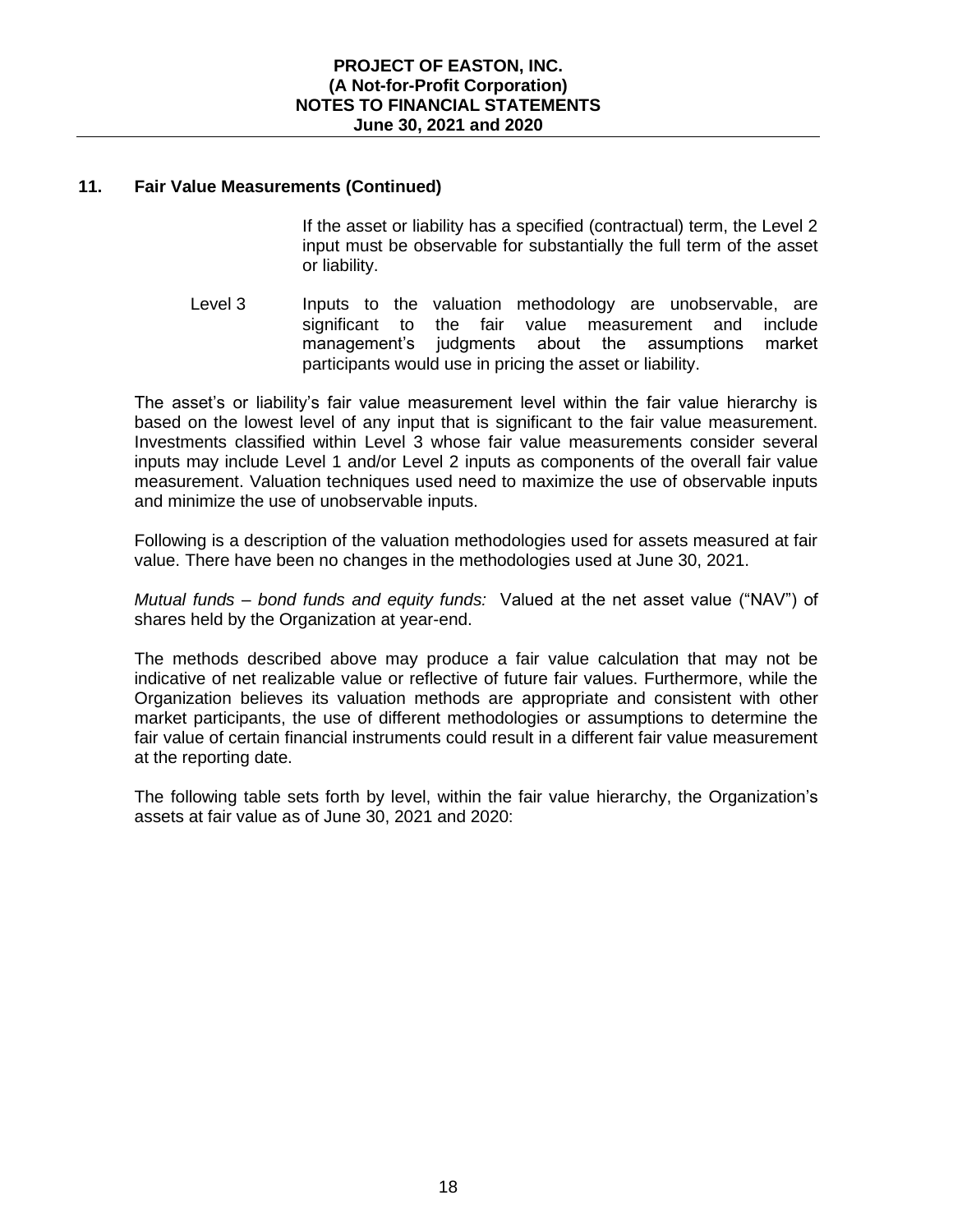## 11. Fair Value Measurements (Continued)

If the asset or liability has a specified (contractual) term, the Level 2 input must be observable for substantially the full term of the asset or liability.

Level 3 Inputs to the valuation methodology are unobservable, are significant to the fair value measurement and include management's judgments about the assumptions market participants would use in pricing the asset or liability.

The asset's or liability's fair value measurement level within the fair value hierarchy is based on the lowest level of any input that is significant to the fair value measurement. Investments classified within Level 3 whose fair value measurements consider several inputs may include Level 1 and/or Level 2 inputs as components of the overall fair value measurement. Valuation techniques used need to maximize the use of observable inputs and minimize the use of unobservable inputs.

Following is a description of the valuation methodologies used for assets measured at fair value. There have been no changes in the methodologies used at June 30, 2021.

*Mutual funds – bond funds and equity funds:* Valued at the net asset value ("NAV") of shares held by the Organization at year-end.

The methods described above may produce a fair value calculation that may not be indicative of net realizable value or reflective of future fair values. Furthermore, while the Organization believes its valuation methods are appropriate and consistent with other market participants, the use of different methodologies or assumptions to determine the fair value of certain financial instruments could result in a different fair value measurement at the reporting date.

The following table sets forth by level, within the fair value hierarchy, the Organization's assets at fair value as of June 30, 2021 and 2020: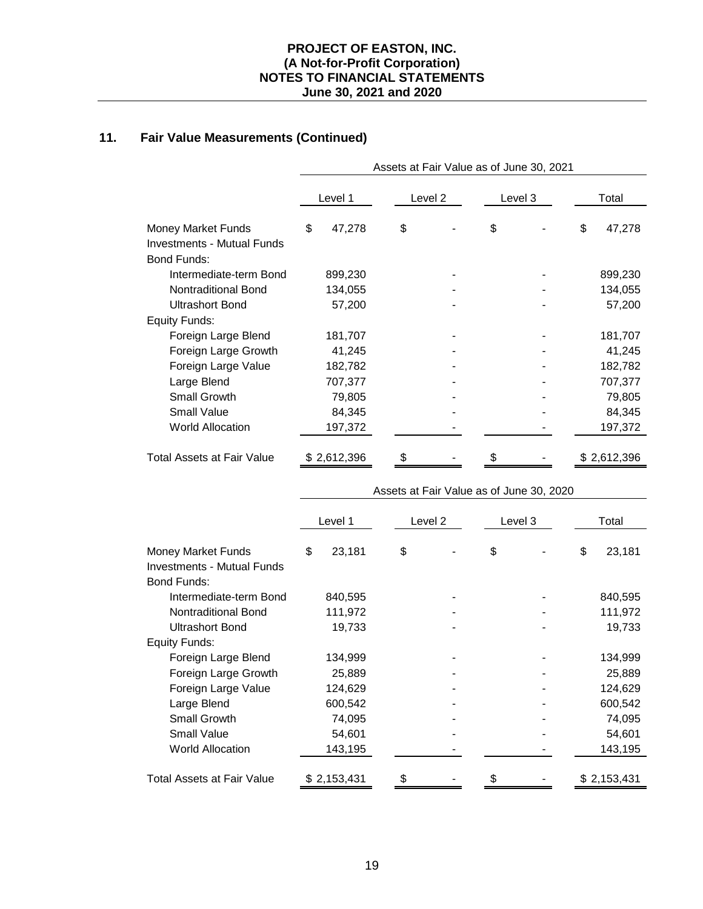## 11. Fair Value Measurements (Continued)

| | Assets at Fair Value as of June 30, 2021 | | | |
|---|---|---|---|---|
| | Level 1 | Level 2 | Level 3 | Total |
| Money Market Funds | $ 47,278 | $ - | $ - | $ 47,278 |
| Investments - Mutual Funds | | | | |
| Bond Funds: | | | | |
| Intermediate-term Bond | 899,230 | - | - | 899,230 |
| Nontraditional Bond | 134,055 | - | - | 134,055 |
| Ultrashort Bond | 57,200 | - | - | 57,200 |
| Equity Funds: | | | | |
| Foreign Large Blend | 181,707 | - | - | 181,707 |
| Foreign Large Growth | 41,245 | - | - | 41,245 |
| Foreign Large Value | 182,782 | - | - | 182,782 |
| Large Blend | 707,377 | - | - | 707,377 |
| Small Growth | 79,805 | - | - | 79,805 |
| Small Value | 84,345 | - | - | 84,345 |
| World Allocation | 197,372 | - | - | 197,372 |
| Total Assets at Fair Value | $ 2,612,396 | $ - | $ - | $ 2,612,396 |

| | Assets at Fair Value as of June 30, 2020 | | | |
|---|---|---|---|---|
| | Level 1 | Level 2 | Level 3 | Total |
| Money Market Funds | $ 23,181 | $ - | $ - | $ 23,181 |
| Investments - Mutual Funds | | | | |
| Bond Funds: | | | | |
| Intermediate-term Bond | 840,595 | - | - | 840,595 |
| Nontraditional Bond | 111,972 | - | - | 111,972 |
| Ultrashort Bond | 19,733 | - | - | 19,733 |
| Equity Funds: | | | | |
| Foreign Large Blend | 134,999 | - | - | 134,999 |
| Foreign Large Growth | 25,889 | - | - | 25,889 |
| Foreign Large Value | 124,629 | - | - | 124,629 |
| Large Blend | 600,542 | - | - | 600,542 |
| Small Growth | 74,095 | - | - | 74,095 |
| Small Value | 54,601 | - | - | 54,601 |
| World Allocation | 143,195 | - | - | 143,195 |
| Total Assets at Fair Value | $ 2,153,431 | $ - | $ - | $ 2,153,431 |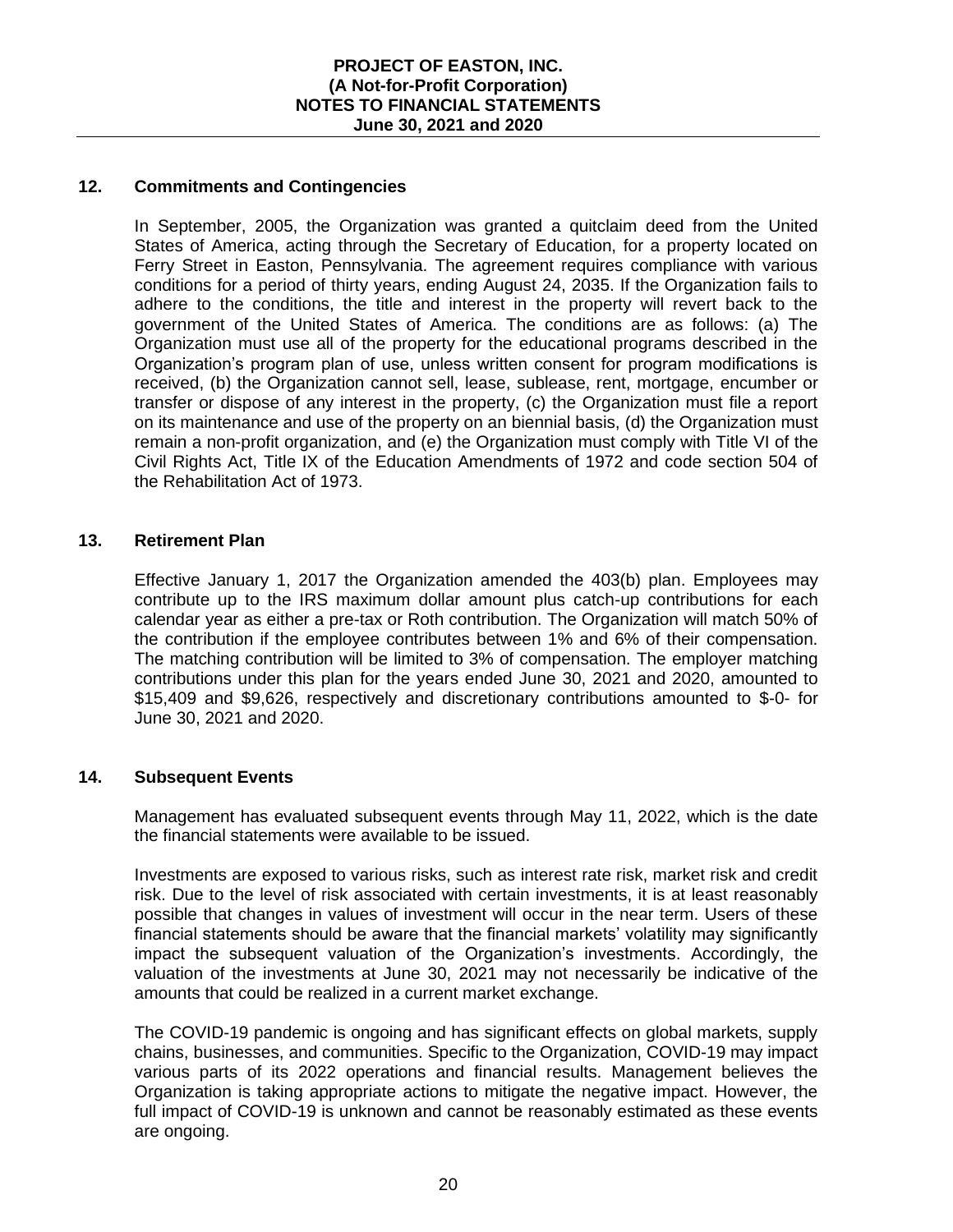## 12. Commitments and Contingencies

In September, 2005, the Organization was granted a quitclaim deed from the United States of America, acting through the Secretary of Education, for a property located on Ferry Street in Easton, Pennsylvania. The agreement requires compliance with various conditions for a period of thirty years, ending August 24, 2035. If the Organization fails to adhere to the conditions, the title and interest in the property will revert back to the government of the United States of America. The conditions are as follows: (a) The Organization must use all of the property for the educational programs described in the Organization's program plan of use, unless written consent for program modifications is received, (b) the Organization cannot sell, lease, sublease, rent, mortgage, encumber or transfer or dispose of any interest in the property, (c) the Organization must file a report on its maintenance and use of the property on an biennial basis, (d) the Organization must remain a non-profit organization, and (e) the Organization must comply with Title VI of the Civil Rights Act, Title IX of the Education Amendments of 1972 and code section 504 of the Rehabilitation Act of 1973.

## 13. Retirement Plan

Effective January 1, 2017 the Organization amended the 403(b) plan. Employees may contribute up to the IRS maximum dollar amount plus catch-up contributions for each calendar year as either a pre-tax or Roth contribution. The Organization will match 50% of the contribution if the employee contributes between 1% and 6% of their compensation. The matching contribution will be limited to 3% of compensation. The employer matching contributions under this plan for the years ended June 30, 2021 and 2020, amounted to $15,409 and $9,626, respectively and discretionary contributions amounted to $-0- for June 30, 2021 and 2020.

## 14. Subsequent Events

Management has evaluated subsequent events through May 11, 2022, which is the date the financial statements were available to be issued.

Investments are exposed to various risks, such as interest rate risk, market risk and credit risk. Due to the level of risk associated with certain investments, it is at least reasonably possible that changes in values of investment will occur in the near term. Users of these financial statements should be aware that the financial markets' volatility may significantly impact the subsequent valuation of the Organization's investments. Accordingly, the valuation of the investments at June 30, 2021 may not necessarily be indicative of the amounts that could be realized in a current market exchange.

The COVID-19 pandemic is ongoing and has significant effects on global markets, supply chains, businesses, and communities. Specific to the Organization, COVID-19 may impact various parts of its 2022 operations and financial results. Management believes the Organization is taking appropriate actions to mitigate the negative impact. However, the full impact of COVID-19 is unknown and cannot be reasonably estimated as these events are ongoing.